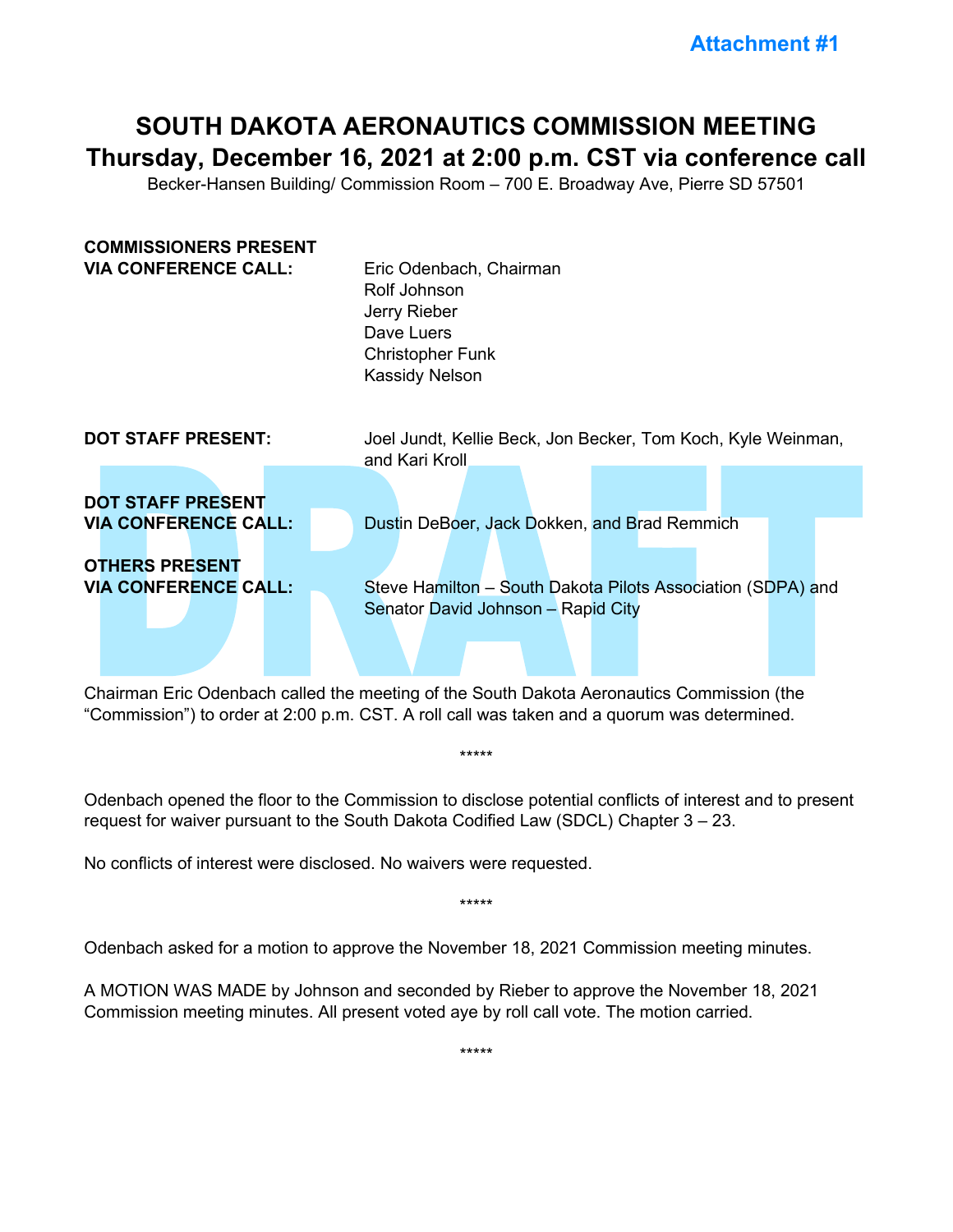**Attachment #1**

# SOUTH DAKOTA AERONAUTICS COMMISSION MEETING
## Thursday, December 16, 2021 at 2:00 p.m. CST via conference call

Becker-Hansen Building/ Commission Room – 700 E. Broadway Ave, Pierre SD 57501

| | |
|---|---|
| **COMMISSIONERS PRESENT VIA CONFERENCE CALL:** | Eric Odenbach, Chairman<br>Rolf Johnson<br>Jerry Rieber<br>Dave Luers<br>Christopher Funk<br>Kassidy Nelson |
| **DOT STAFF PRESENT:** | Joel Jundt, Kellie Beck, Jon Becker, Tom Koch, Kyle Weinman, and Kari Kroll |
| **DOT STAFF PRESENT VIA CONFERENCE CALL:** | Dustin DeBoer, Jack Dokken, and Brad Remmich |
| **OTHERS PRESENT VIA CONFERENCE CALL:** | Steve Hamilton – South Dakota Pilots Association (SDPA) and Senator David Johnson – Rapid City |

Chairman Eric Odenbach called the meeting of the South Dakota Aeronautics Commission (the "Commission") to order at 2:00 p.m. CST. A roll call was taken and a quorum was determined.

*****

Odenbach opened the floor to the Commission to disclose potential conflicts of interest and to present request for waiver pursuant to the South Dakota Codified Law (SDCL) Chapter 3 – 23.

No conflicts of interest were disclosed. No waivers were requested.

*****

Odenbach asked for a motion to approve the November 18, 2021 Commission meeting minutes.

A MOTION WAS MADE by Johnson and seconded by Rieber to approve the November 18, 2021 Commission meeting minutes. All present voted aye by roll call vote. The motion carried.

*****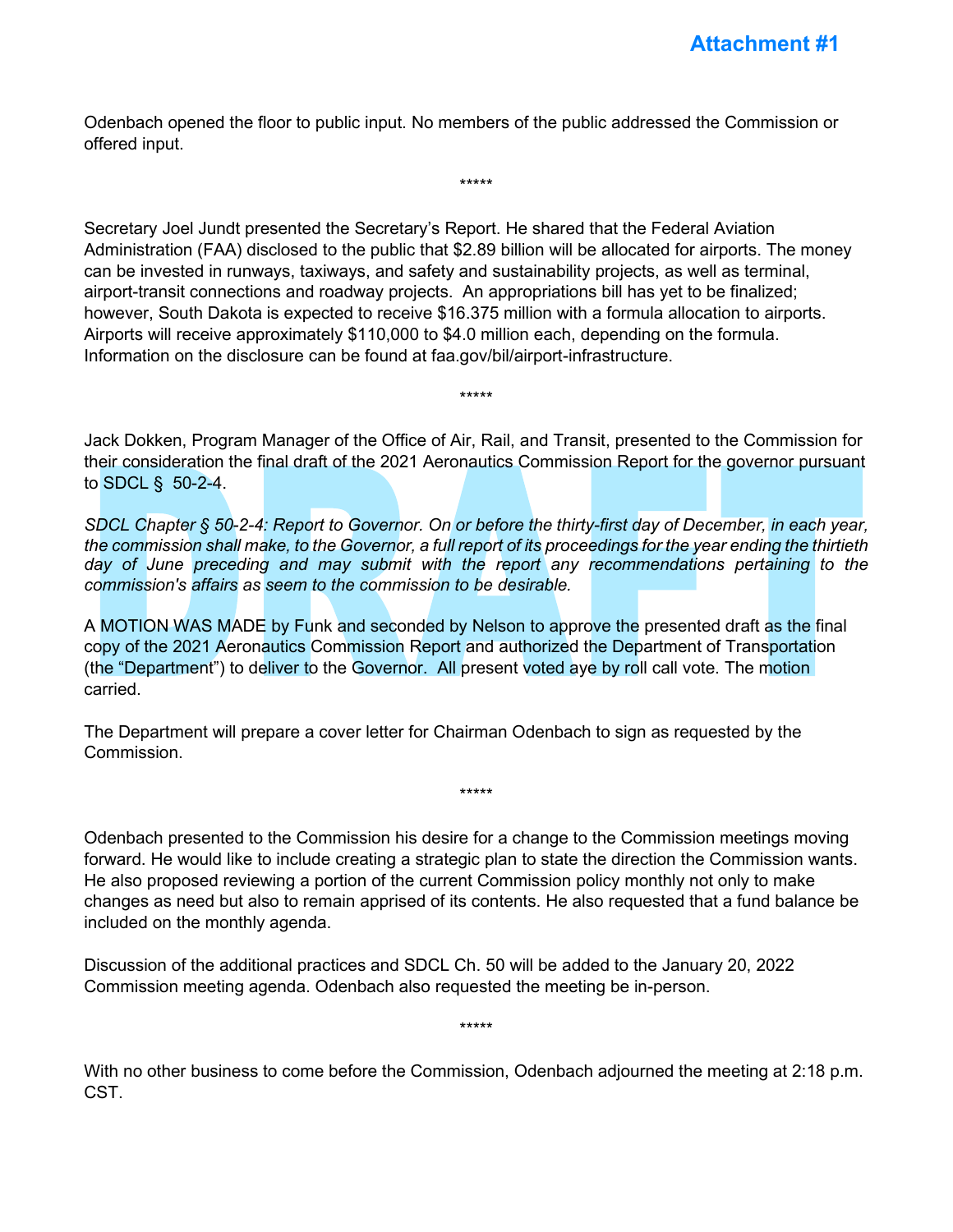Attachment #1

Odenbach opened the floor to public input. No members of the public addressed the Commission or offered input.

*****

Secretary Joel Jundt presented the Secretary's Report. He shared that the Federal Aviation Administration (FAA) disclosed to the public that $2.89 billion will be allocated for airports. The money can be invested in runways, taxiways, and safety and sustainability projects, as well as terminal, airport-transit connections and roadway projects. An appropriations bill has yet to be finalized; however, South Dakota is expected to receive $16.375 million with a formula allocation to airports. Airports will receive approximately $110,000 to $4.0 million each, depending on the formula. Information on the disclosure can be found at faa.gov/bil/airport-infrastructure.

*****

Jack Dokken, Program Manager of the Office of Air, Rail, and Transit, presented to the Commission for their consideration the final draft of the 2021 Aeronautics Commission Report for the governor pursuant to SDCL § 50-2-4.

*SDCL Chapter § 50-2-4: Report to Governor. On or before the thirty-first day of December, in each year, the commission shall make, to the Governor, a full report of its proceedings for the year ending the thirtieth day of June preceding and may submit with the report any recommendations pertaining to the commission's affairs as seem to the commission to be desirable.*

A MOTION WAS MADE by Funk and seconded by Nelson to approve the presented draft as the final copy of the 2021 Aeronautics Commission Report and authorized the Department of Transportation (the "Department") to deliver to the Governor. All present voted aye by roll call vote. The motion carried.

The Department will prepare a cover letter for Chairman Odenbach to sign as requested by the Commission.

*****

Odenbach presented to the Commission his desire for a change to the Commission meetings moving forward. He would like to include creating a strategic plan to state the direction the Commission wants. He also proposed reviewing a portion of the current Commission policy monthly not only to make changes as need but also to remain apprised of its contents. He also requested that a fund balance be included on the monthly agenda.

Discussion of the additional practices and SDCL Ch. 50 will be added to the January 20, 2022 Commission meeting agenda. Odenbach also requested the meeting be in-person.

*****

With no other business to come before the Commission, Odenbach adjourned the meeting at 2:18 p.m. CST.

DRAFT